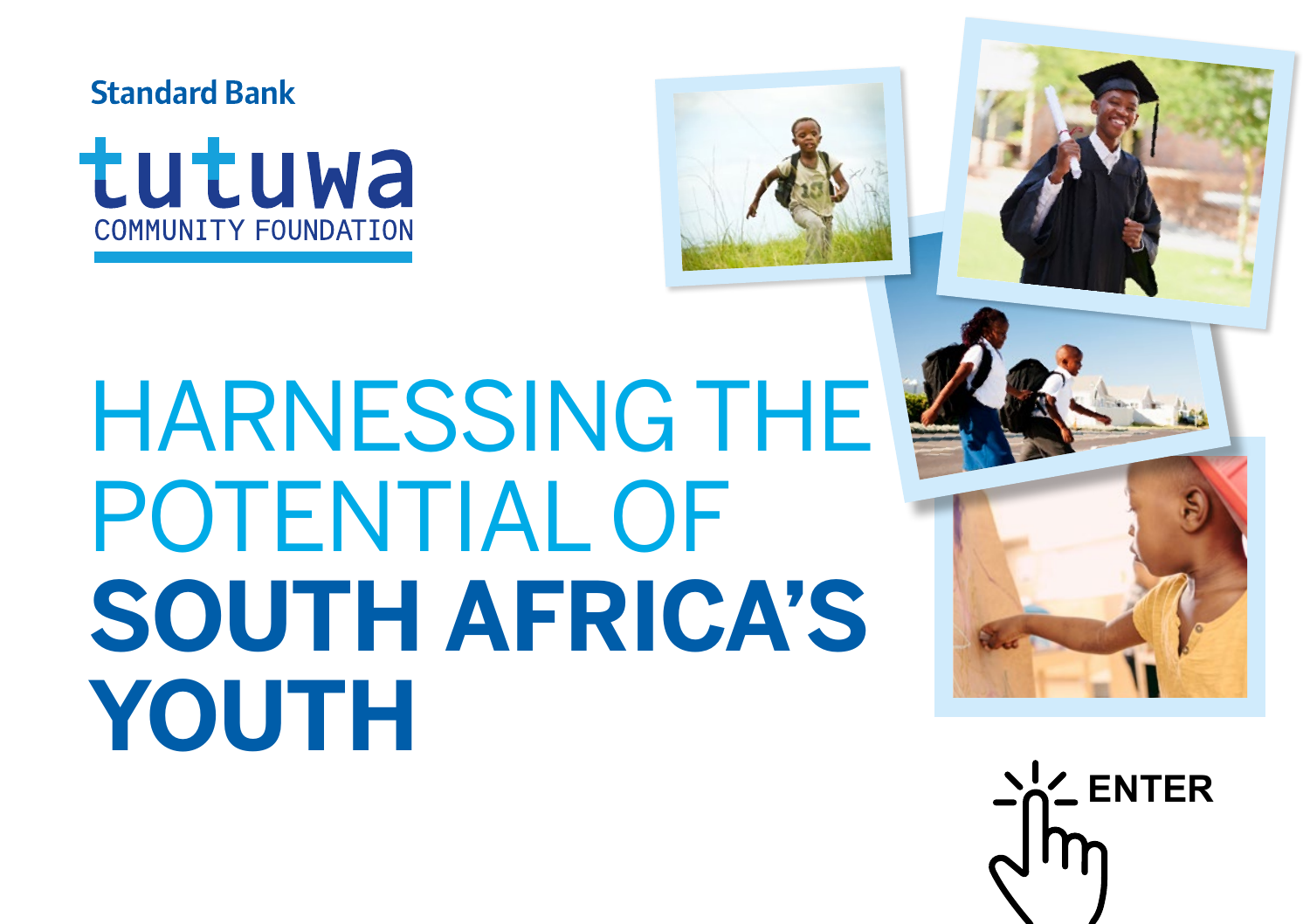Standard Bank

tutuwa

COMMUNITY FOUNDATION

# HARNESSING THE POTENTIAL OF **SOUTH AFRICA'S YOUTH**

ENTER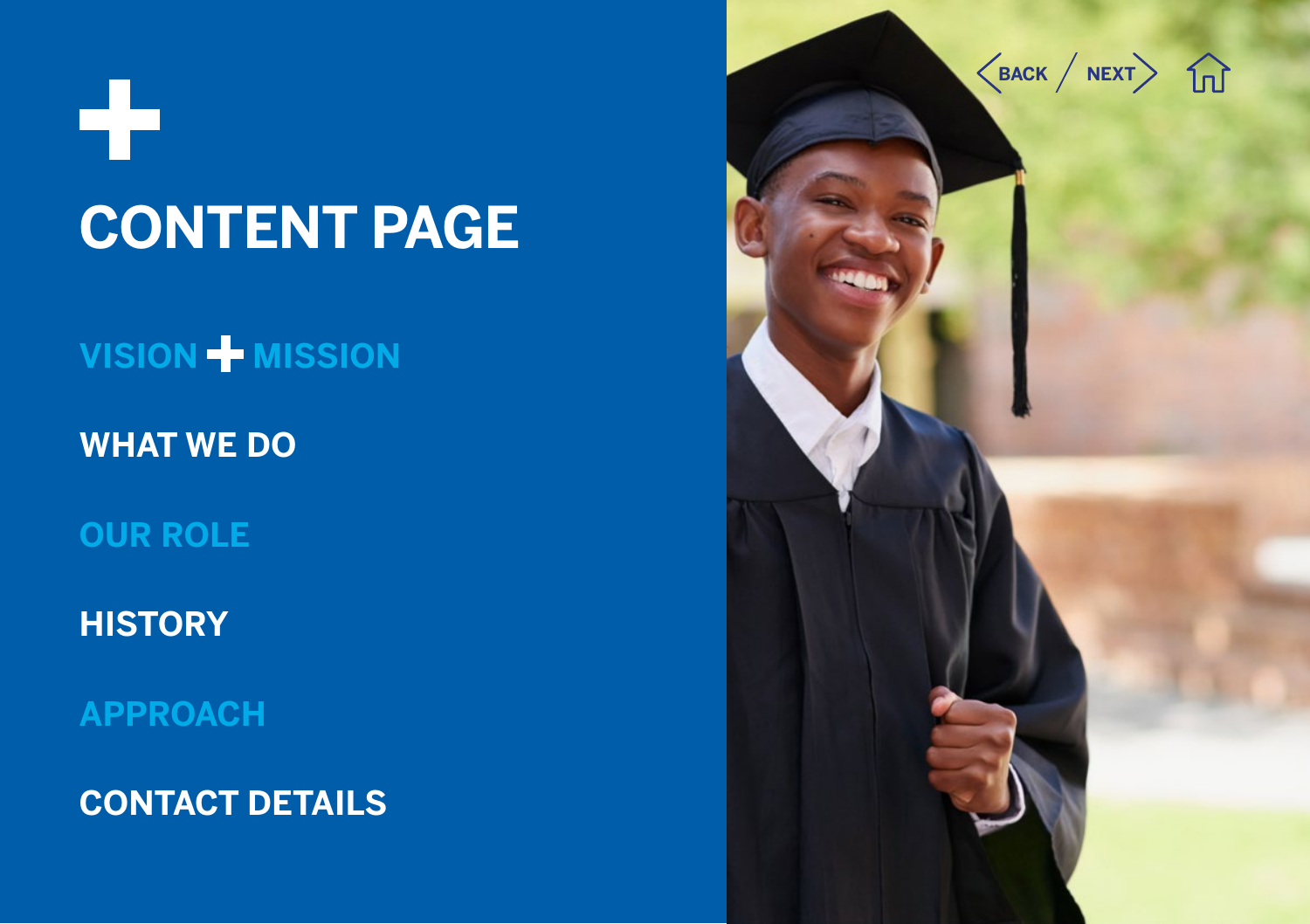# CONTENT PAGE

VISION + MISSION

WHAT WE DO

OUR ROLE

HISTORY

APPROACH

CONTACT DETAILS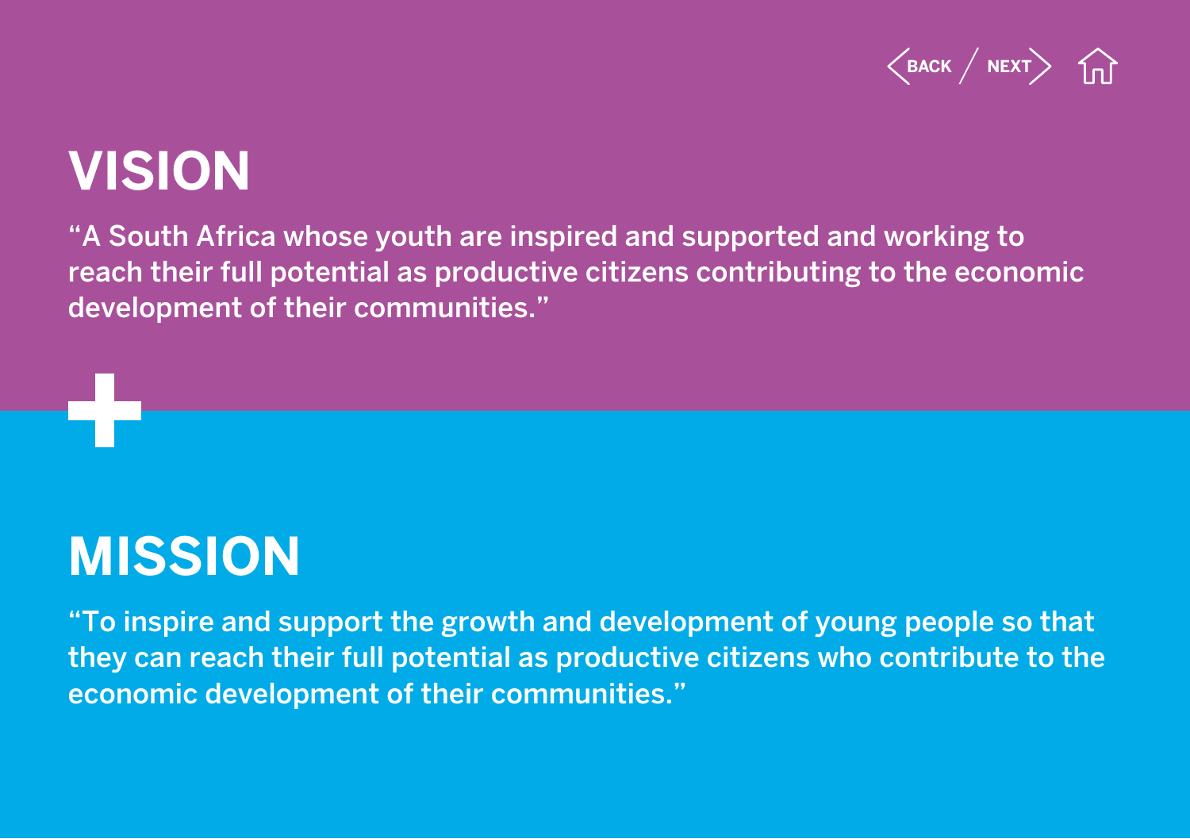# VISION

"A South Africa whose youth are inspired and supported and working to reach their full potential as productive citizens contributing to the economic development of their communities."

# MISSION

"To inspire and support the growth and development of young people so that they can reach their full potential as productive citizens who contribute to the economic development of their communities."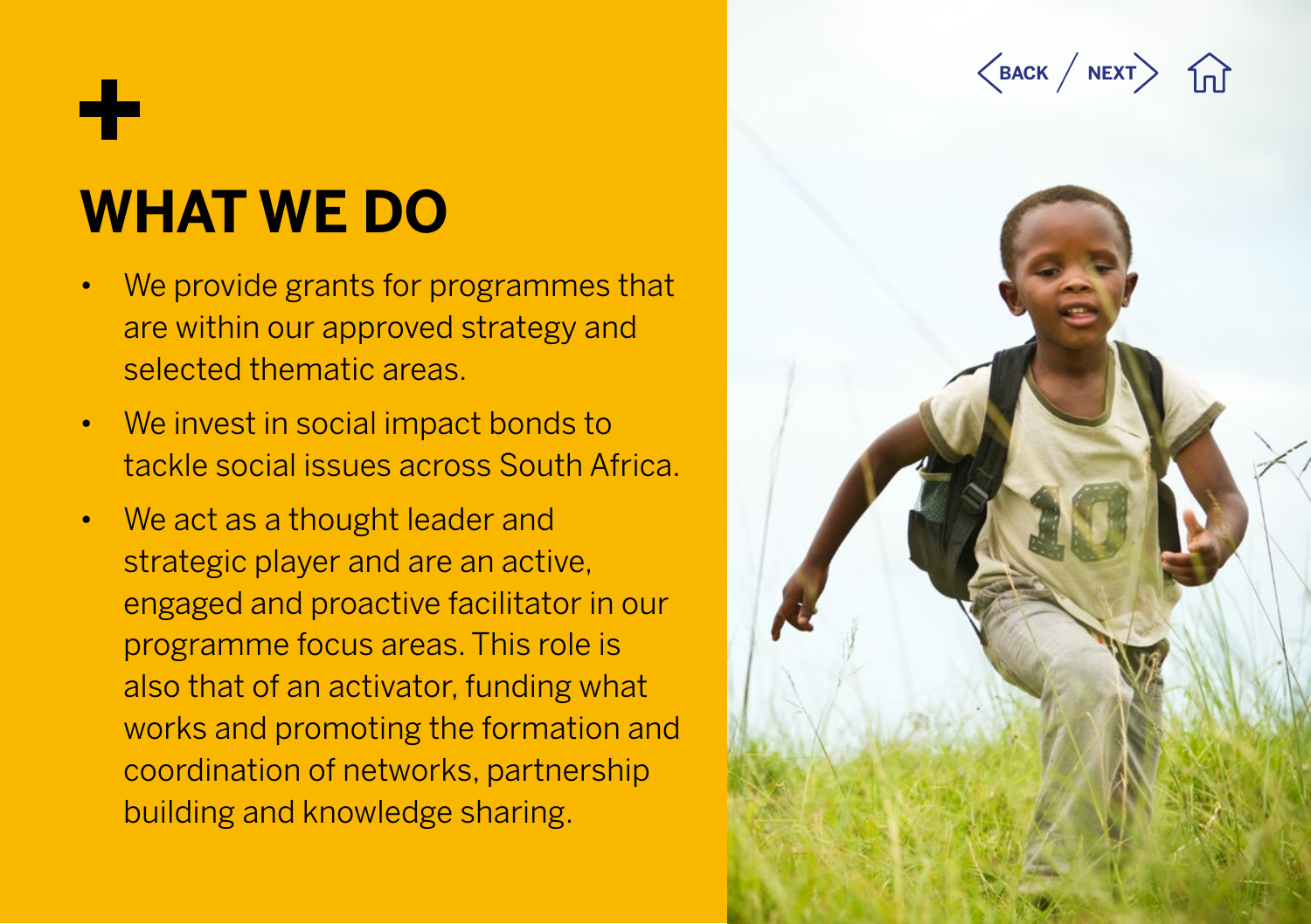# WHAT WE DO

- We provide grants for programmes that are within our approved strategy and selected thematic areas.
- We invest in social impact bonds to tackle social issues across South Africa.
- We act as a thought leader and strategic player and are an active, engaged and proactive facilitator in our programme focus areas. This role is also that of an activator, funding what works and promoting the formation and coordination of networks, partnership building and knowledge sharing.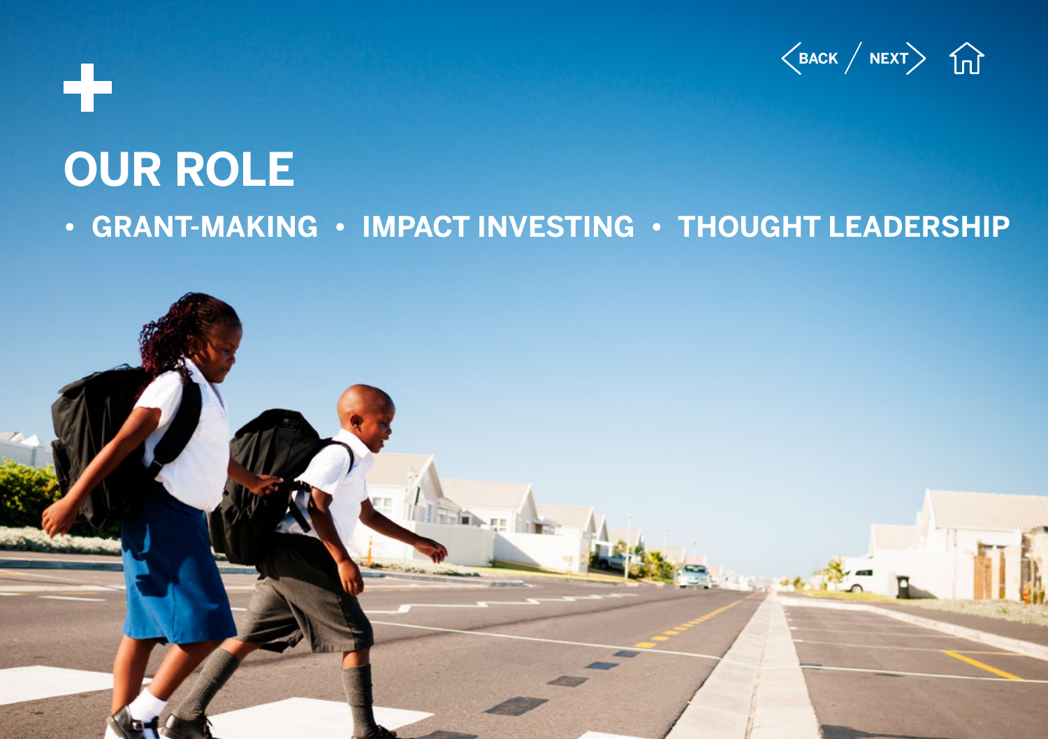# OUR ROLE

- GRANT-MAKING
- IMPACT INVESTING
- THOUGHT LEADERSHIP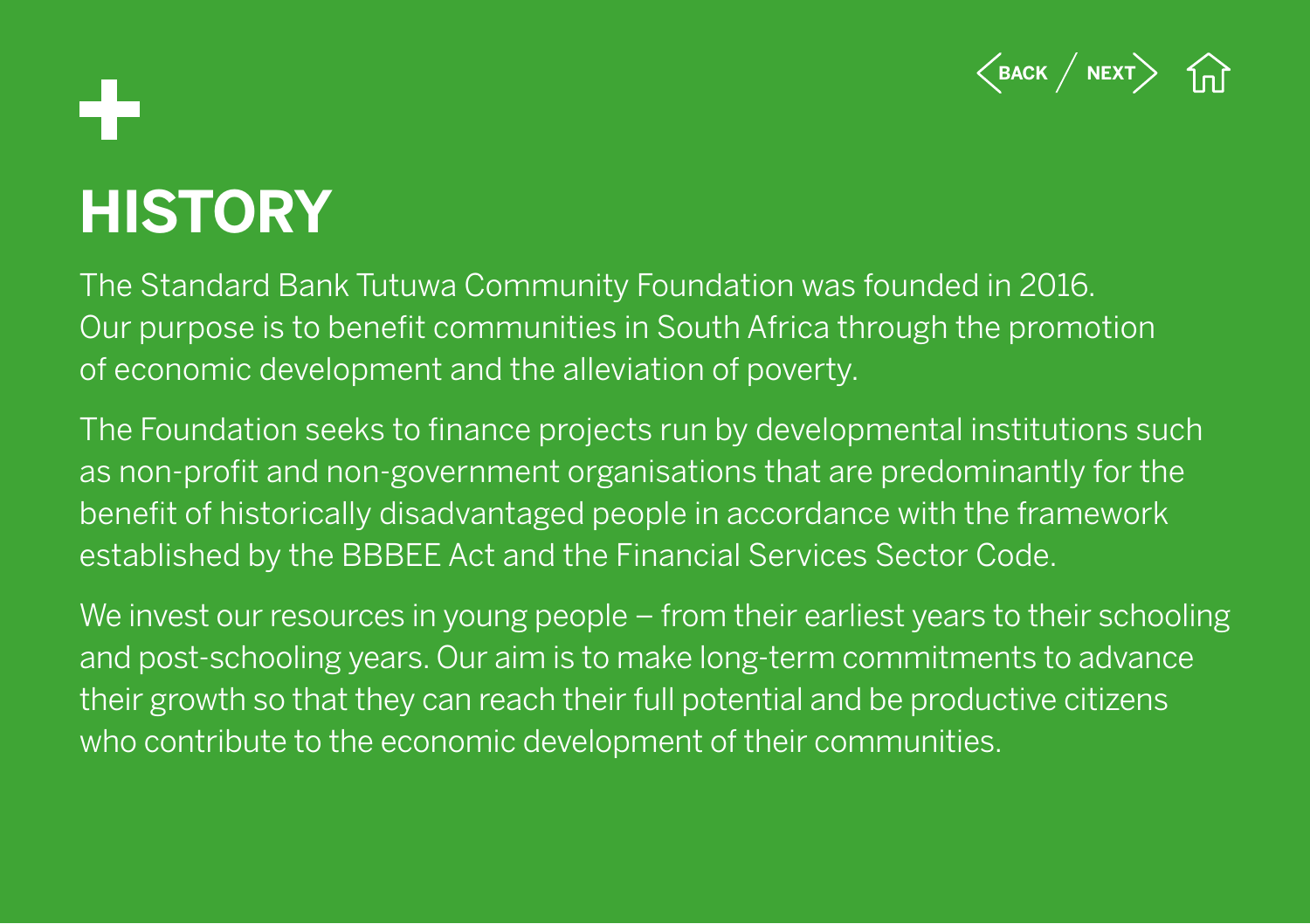# HISTORY

The Standard Bank Tutuwa Community Foundation was founded in 2016. Our purpose is to benefit communities in South Africa through the promotion of economic development and the alleviation of poverty.

The Foundation seeks to finance projects run by developmental institutions such as non-profit and non-government organisations that are predominantly for the benefit of historically disadvantaged people in accordance with the framework established by the BBBEE Act and the Financial Services Sector Code.

We invest our resources in young people – from their earliest years to their schooling and post-schooling years. Our aim is to make long-term commitments to advance their growth so that they can reach their full potential and be productive citizens who contribute to the economic development of their communities.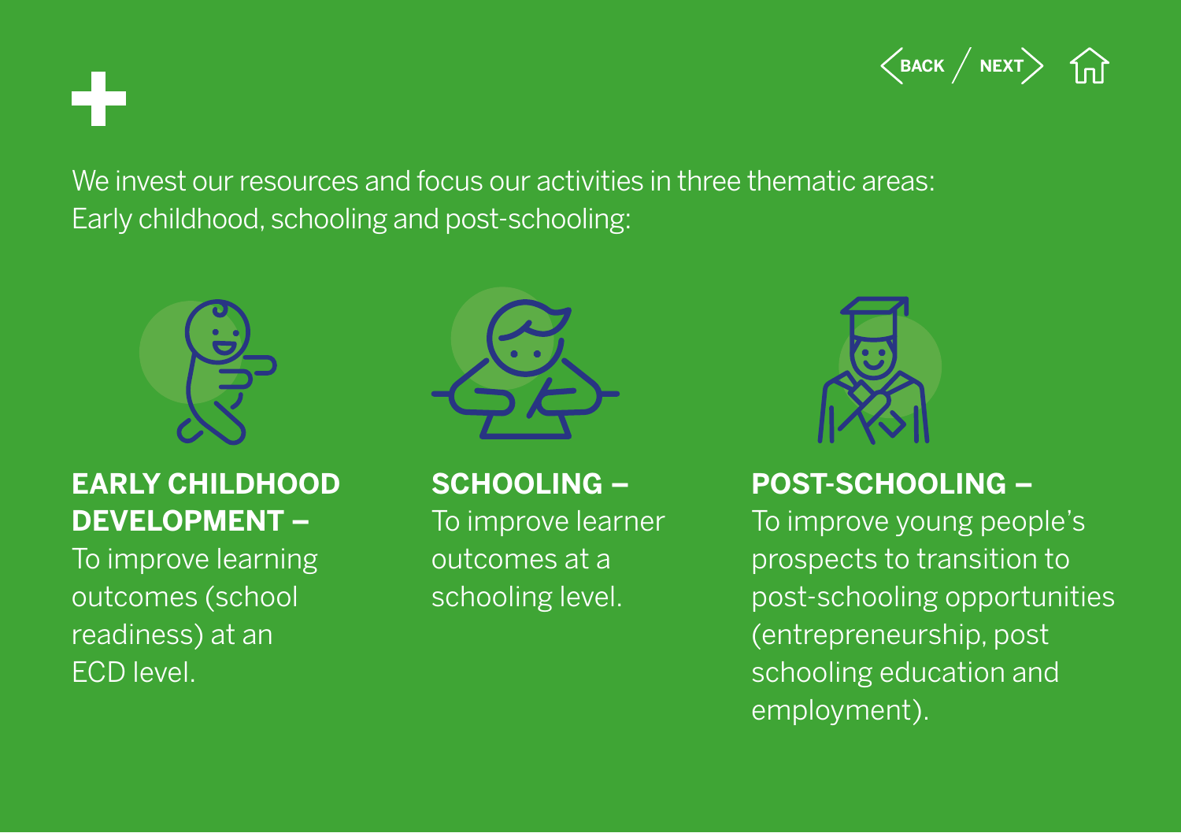We invest our resources and focus our activities in three thematic areas: Early childhood, schooling and post-schooling:

**EARLY CHILDHOOD DEVELOPMENT –**
To improve learning outcomes (school readiness) at an ECD level.

**SCHOOLING –**
To improve learner outcomes at a schooling level.

**POST-SCHOOLING –**
To improve young people's prospects to transition to post-schooling opportunities (entrepreneurship, post schooling education and employment).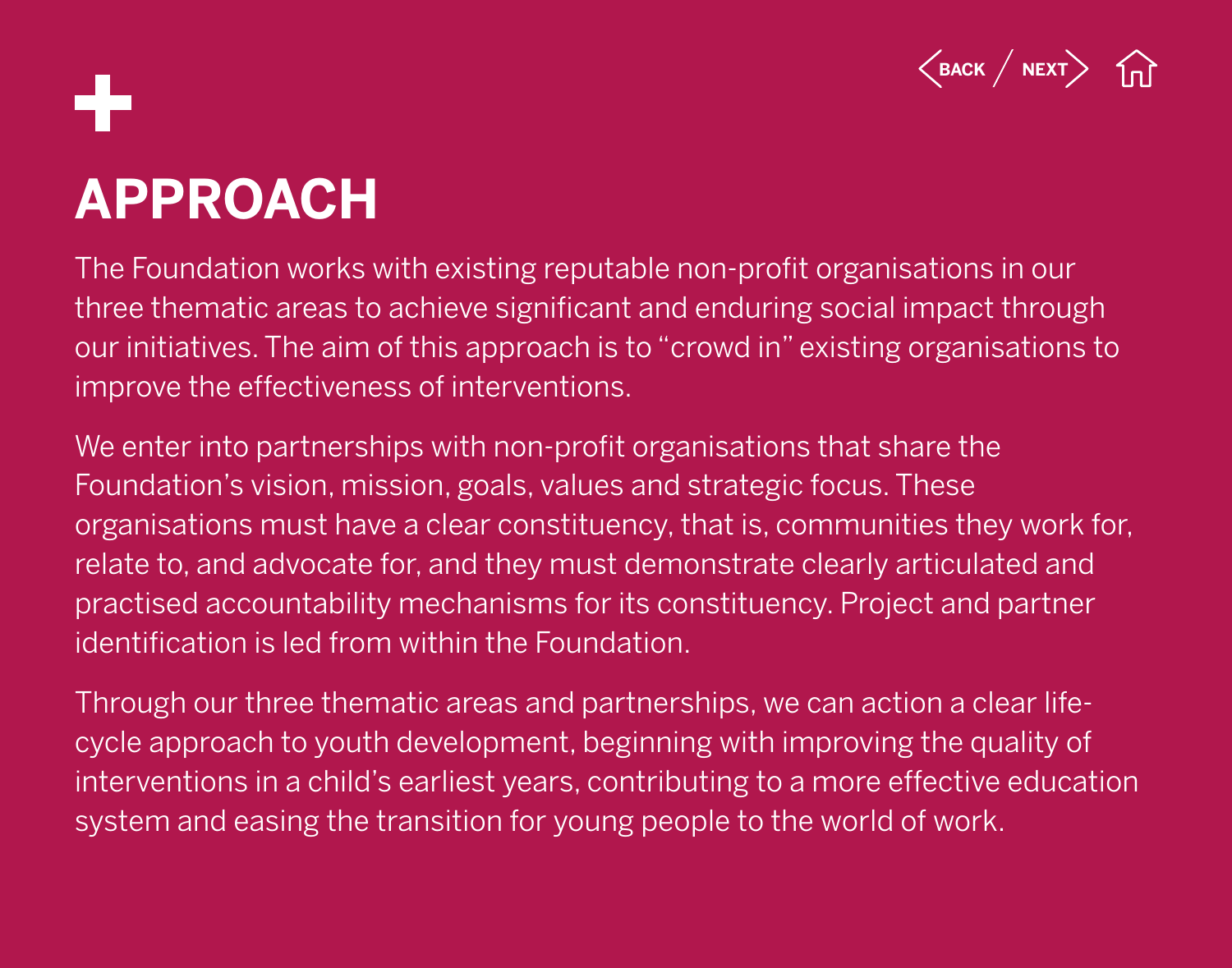# APPROACH

The Foundation works with existing reputable non-profit organisations in our three thematic areas to achieve significant and enduring social impact through our initiatives. The aim of this approach is to "crowd in" existing organisations to improve the effectiveness of interventions.

We enter into partnerships with non-profit organisations that share the Foundation's vision, mission, goals, values and strategic focus. These organisations must have a clear constituency, that is, communities they work for, relate to, and advocate for, and they must demonstrate clearly articulated and practised accountability mechanisms for its constituency. Project and partner identification is led from within the Foundation.

Through our three thematic areas and partnerships, we can action a clear life-cycle approach to youth development, beginning with improving the quality of interventions in a child's earliest years, contributing to a more effective education system and easing the transition for young people to the world of work.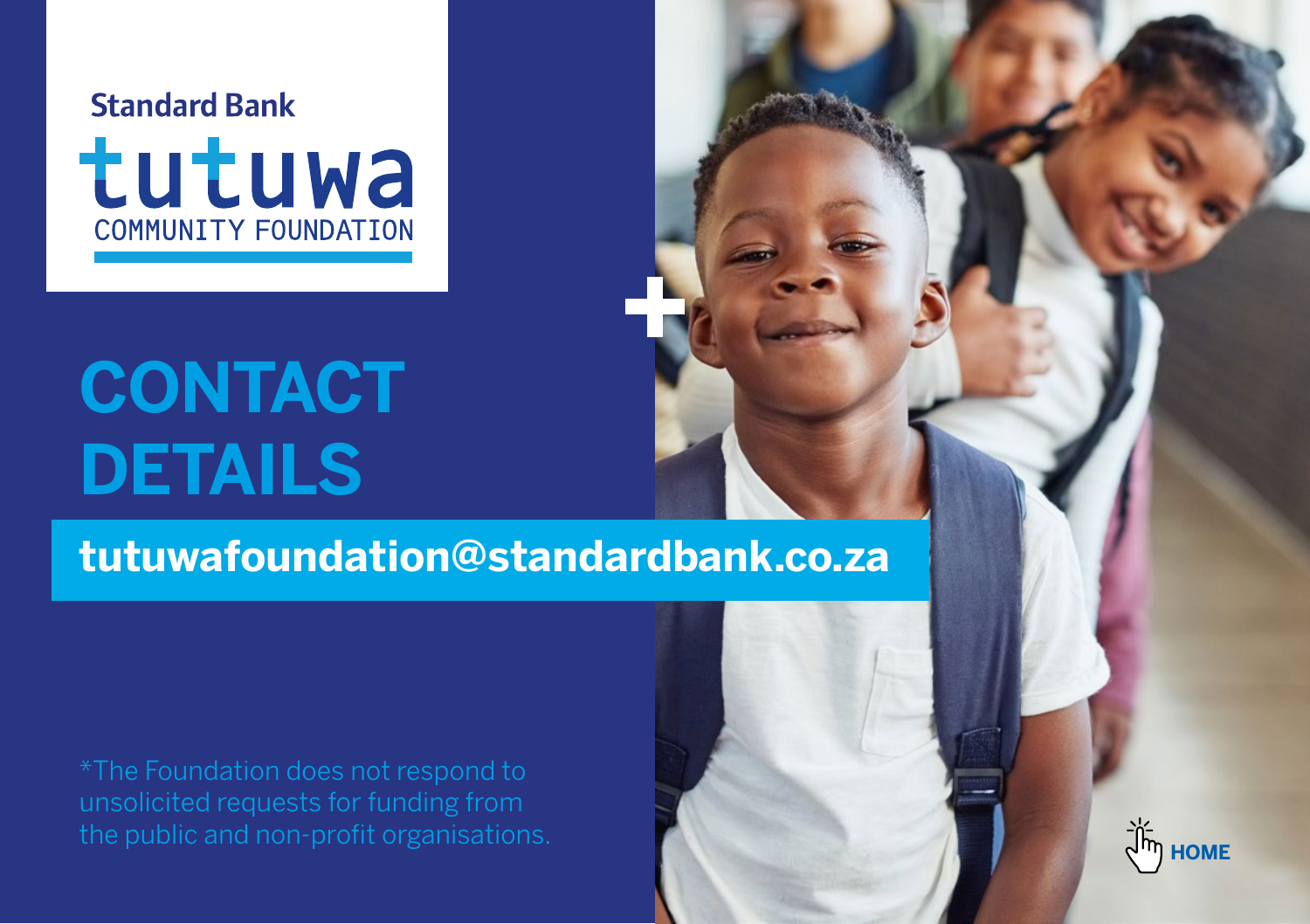Standard Bank

tutuwa

COMMUNITY FOUNDATION

# CONTACT DETAILS

**tutuwafoundation@standardbank.co.za**

*The Foundation does not respond to unsolicited requests for funding from the public and non-profit organisations.

HOME